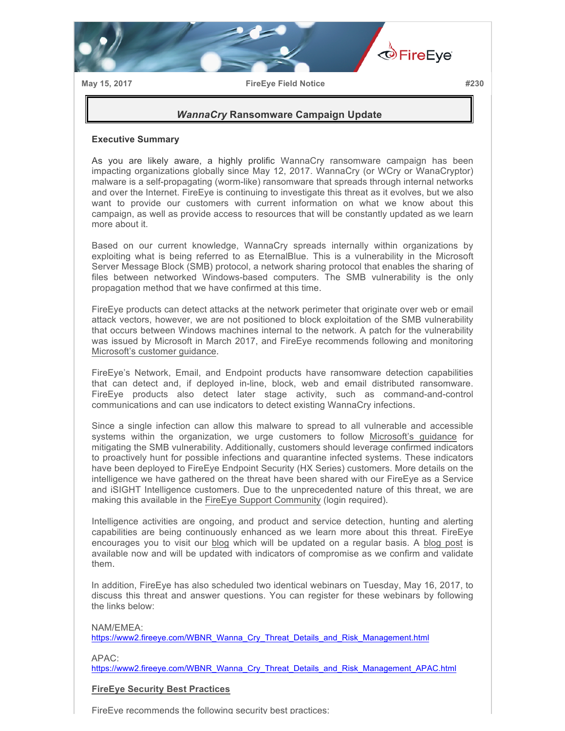May 15, 2017 FireEye Field Notice #230

# *WannaCry* Ransomware Campaign Update

## Executive Summary

As you are likely aware, a highly prolific WannaCry ransomware campaign has been impacting organizations globally since May 12, 2017. WannaCry (or WCry or WanaCryptor) malware is a self-propagating (worm-like) ransomware that spreads through internal networks and over the Internet. FireEye is continuing to investigate this threat as it evolves, but we also want to provide our customers with current information on what we know about this campaign, as well as provide access to resources that will be constantly updated as we learn more about it.

Based on our current knowledge, WannaCry spreads internally within organizations by exploiting what is being referred to as EternalBlue. This is a vulnerability in the Microsoft Server Message Block (SMB) protocol, a network sharing protocol that enables the sharing of files between networked Windows-based computers. The SMB vulnerability is the only propagation method that we have confirmed at this time.

FireEye products can detect attacks at the network perimeter that originate over web or email attack vectors, however, we are not positioned to block exploitation of the SMB vulnerability that occurs between Windows machines internal to the network. A patch for the vulnerability was issued by Microsoft in March 2017, and FireEye recommends following and monitoring Microsoft's customer guidance.

FireEye's Network, Email, and Endpoint products have ransomware detection capabilities that can detect and, if deployed in-line, block, web and email distributed ransomware. FireEye products also detect later stage activity, such as command-and-control communications and can use indicators to detect existing WannaCry infections.

Since a single infection can allow this malware to spread to all vulnerable and accessible systems within the organization, we urge customers to follow Microsoft's guidance for mitigating the SMB vulnerability. Additionally, customers should leverage confirmed indicators to proactively hunt for possible infections and quarantine infected systems. These indicators have been deployed to FireEye Endpoint Security (HX Series) customers. More details on the intelligence we have gathered on the threat have been shared with our FireEye as a Service and iSIGHT Intelligence customers. Due to the unprecedented nature of this threat, we are making this available in the FireEye Support Community (login required).

Intelligence activities are ongoing, and product and service detection, hunting and alerting capabilities are being continuously enhanced as we learn more about this threat. FireEye encourages you to visit our blog which will be updated on a regular basis. A blog post is available now and will be updated with indicators of compromise as we confirm and validate them.

In addition, FireEye has also scheduled two identical webinars on Tuesday, May 16, 2017, to discuss this threat and answer questions. You can register for these webinars by following the links below:

NAM/EMEA:
https://www2.fireeye.com/WBNR_Wanna_Cry_Threat_Details_and_Risk_Management.html

APAC:
https://www2.fireeye.com/WBNR_Wanna_Cry_Threat_Details_and_Risk_Management_APAC.html

## FireEye Security Best Practices

FireEye recommends the following security best practices: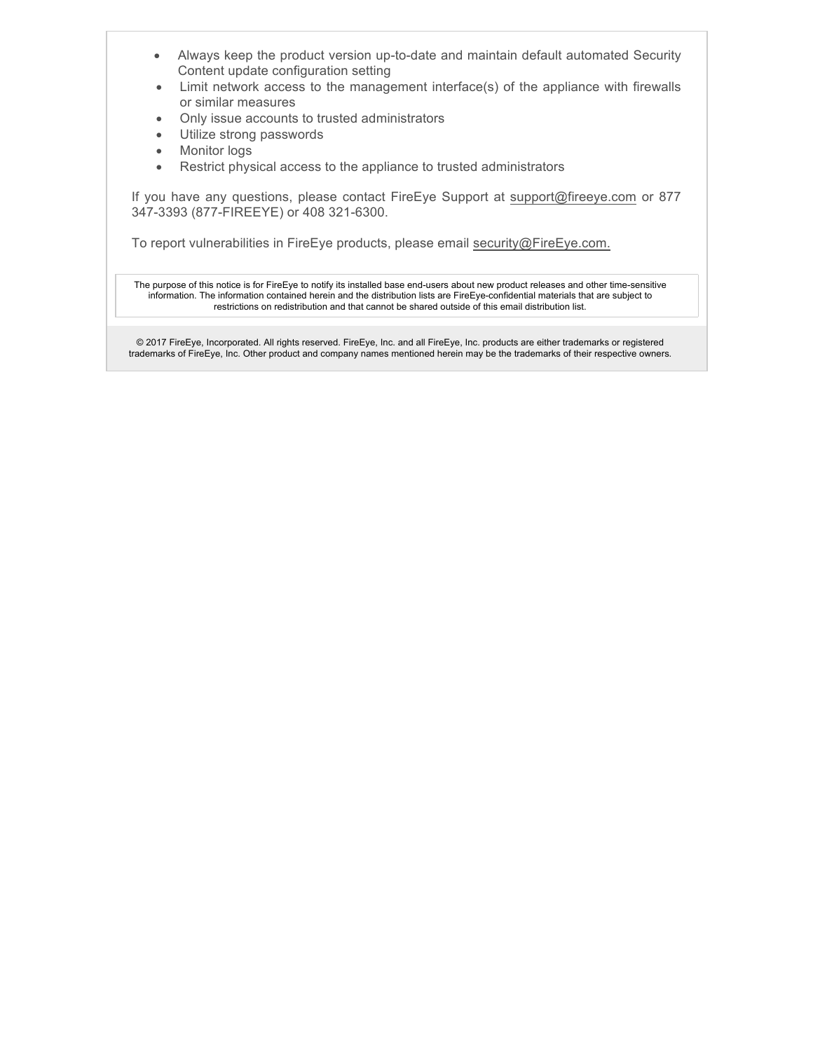- Always keep the product version up-to-date and maintain default automated Security Content update configuration setting
- Limit network access to the management interface(s) of the appliance with firewalls or similar measures
- Only issue accounts to trusted administrators
- Utilize strong passwords
- Monitor logs
- Restrict physical access to the appliance to trusted administrators

If you have any questions, please contact FireEye Support at support@fireeye.com or 877 347-3393 (877-FIREEYE) or 408 321-6300.

To report vulnerabilities in FireEye products, please email security@FireEye.com.

The purpose of this notice is for FireEye to notify its installed base end-users about new product releases and other time-sensitive information. The information contained herein and the distribution lists are FireEye-confidential materials that are subject to restrictions on redistribution and that cannot be shared outside of this email distribution list.

© 2017 FireEye, Incorporated. All rights reserved. FireEye, Inc. and all FireEye, Inc. products are either trademarks or registered trademarks of FireEye, Inc. Other product and company names mentioned herein may be the trademarks of their respective owners.